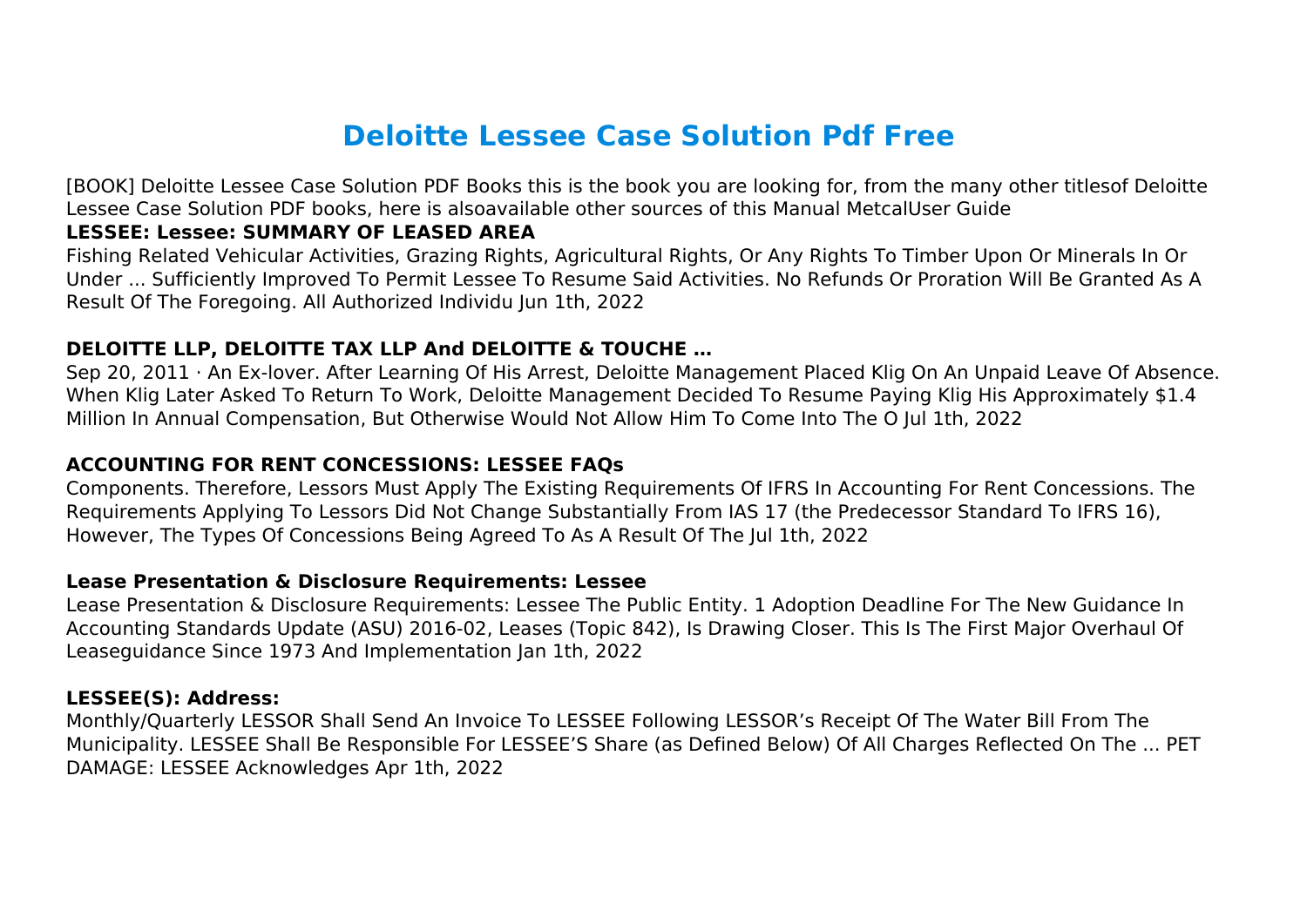# Deloitte Lessee Case Solution Pdf Free

[BOOK] Deloitte Lessee Case Solution PDF Books this is the book you are looking for, from the many other titlesof Deloitte Lessee Case Solution PDF books, here is alsoavailable other sources of this Manual MetcalUser Guide

### LESSEE: Lessee: SUMMARY OF LEASED AREA

Fishing Related Vehicular Activities, Grazing Rights, Agricultural Rights, Or Any Rights To Timber Upon Or Minerals In Or Under ... Sufficiently Improved To Permit Lessee To Resume Said Activities. No Refunds Or Proration Will Be Granted As A Result Of The Foregoing. All Authorized Individu Jun 1th, 2022

### DELOITTE LLP, DELOITTE TAX LLP And DELOITTE & TOUCHE …

Sep 20, 2011 · An Ex-lover. After Learning Of His Arrest, Deloitte Management Placed Klig On An Unpaid Leave Of Absence. When Klig Later Asked To Return To Work, Deloitte Management Decided To Resume Paying Klig His Approximately $1.4 Million In Annual Compensation, But Otherwise Would Not Allow Him To Come Into The O Jul 1th, 2022

### ACCOUNTING FOR RENT CONCESSIONS: LESSEE FAQs

Components. Therefore, Lessors Must Apply The Existing Requirements Of IFRS In Accounting For Rent Concessions. The Requirements Applying To Lessors Did Not Change Substantially From IAS 17 (the Predecessor Standard To IFRS 16), However, The Types Of Concessions Being Agreed To As A Result Of The Jul 1th, 2022

### Lease Presentation & Disclosure Requirements: Lessee

Lease Presentation & Disclosure Requirements: Lessee The Public Entity. 1 Adoption Deadline For The New Guidance In Accounting Standards Update (ASU) 2016-02, Leases (Topic 842), Is Drawing Closer. This Is The First Major Overhaul Of Leaseguidance Since 1973 And Implementation Jan 1th, 2022

### LESSEE(S): Address:

Monthly/Quarterly LESSOR Shall Send An Invoice To LESSEE Following LESSOR's Receipt Of The Water Bill From The Municipality. LESSEE Shall Be Responsible For LESSEE'S Share (as Defined Below) Of All Charges Reflected On The ... PET DAMAGE: LESSEE Acknowledges Apr 1th, 2022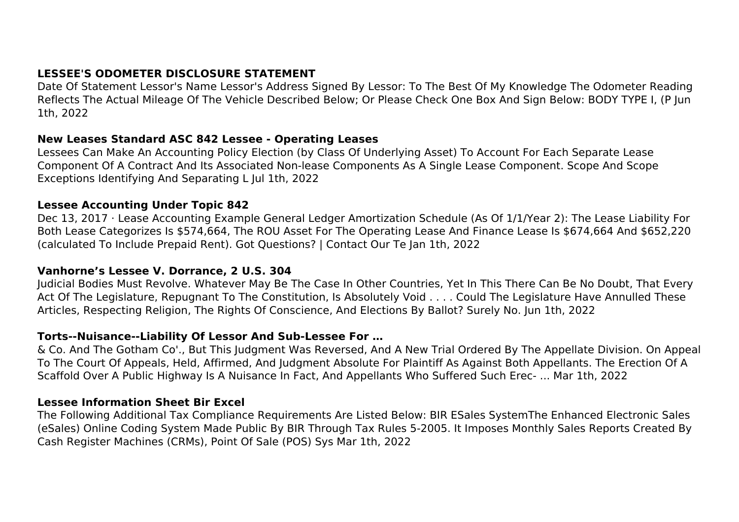**LESSEE'S ODOMETER DISCLOSURE STATEMENT**

Date Of Statement Lessor's Name Lessor's Address Signed By Lessor: To The Best Of My Knowledge The Odometer Reading Reflects The Actual Mileage Of The Vehicle Described Below; Or Please Check One Box And Sign Below: BODY TYPE I, (P Jun 1th, 2022

**New Leases Standard ASC 842 Lessee - Operating Leases**

Lessees Can Make An Accounting Policy Election (by Class Of Underlying Asset) To Account For Each Separate Lease Component Of A Contract And Its Associated Non-lease Components As A Single Lease Component. Scope And Scope Exceptions Identifying And Separating L Jul 1th, 2022

**Lessee Accounting Under Topic 842**

Dec 13, 2017 · Lease Accounting Example General Ledger Amortization Schedule (As Of 1/1/Year 2): The Lease Liability For Both Lease Categorizes Is $574,664, The ROU Asset For The Operating Lease And Finance Lease Is $674,664 And $652,220 (calculated To Include Prepaid Rent). Got Questions? | Contact Our Te Jan 1th, 2022

**Vanhorne's Lessee V. Dorrance, 2 U.S. 304**

Judicial Bodies Must Revolve. Whatever May Be The Case In Other Countries, Yet In This There Can Be No Doubt, That Every Act Of The Legislature, Repugnant To The Constitution, Is Absolutely Void . . . . Could The Legislature Have Annulled These Articles, Respecting Religion, The Rights Of Conscience, And Elections By Ballot? Surely No. Jun 1th, 2022

**Torts--Nuisance--Liability Of Lessor And Sub-Lessee For …**

& Co. And The Gotham Co'., But This Judgment Was Reversed, And A New Trial Ordered By The Appellate Division. On Appeal To The Court Of Appeals, Held, Affirmed, And Judgment Absolute For Plaintiff As Against Both Appellants. The Erection Of A Scaffold Over A Public Highway Is A Nuisance In Fact, And Appellants Who Suffered Such Erec- ... Mar 1th, 2022

**Lessee Information Sheet Bir Excel**

The Following Additional Tax Compliance Requirements Are Listed Below: BIR ESales SystemThe Enhanced Electronic Sales (eSales) Online Coding System Made Public By BIR Through Tax Rules 5-2005. It Imposes Monthly Sales Reports Created By Cash Register Machines (CRMs), Point Of Sale (POS) Sys Mar 1th, 2022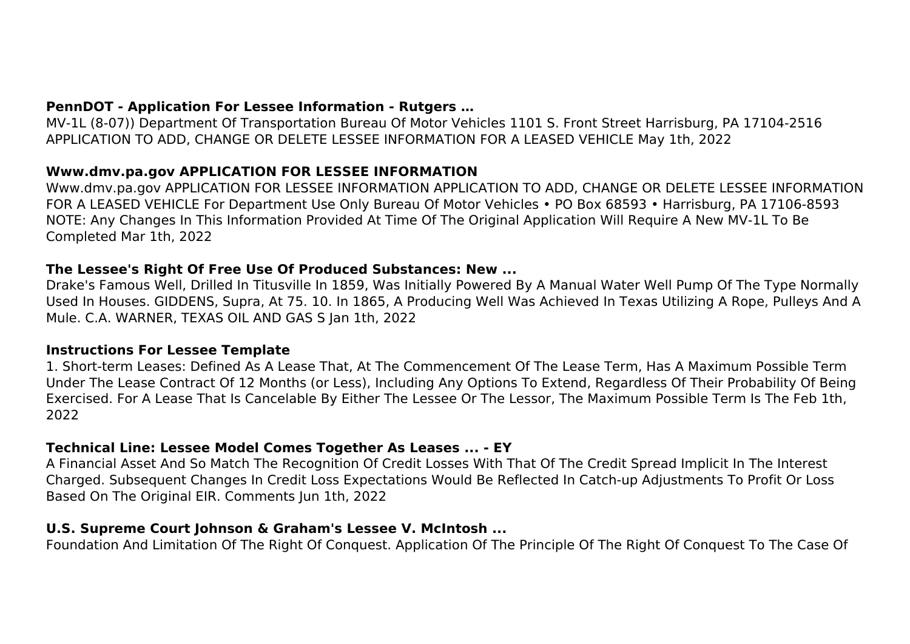### PennDOT - Application For Lessee Information - Rutgers …

MV-1L (8-07)) Department Of Transportation Bureau Of Motor Vehicles 1101 S. Front Street Harrisburg, PA 17104-2516 APPLICATION TO ADD, CHANGE OR DELETE LESSEE INFORMATION FOR A LEASED VEHICLE May 1th, 2022

### Www.dmv.pa.gov APPLICATION FOR LESSEE INFORMATION

Www.dmv.pa.gov APPLICATION FOR LESSEE INFORMATION APPLICATION TO ADD, CHANGE OR DELETE LESSEE INFORMATION FOR A LEASED VEHICLE For Department Use Only Bureau Of Motor Vehicles • PO Box 68593 • Harrisburg, PA 17106-8593 NOTE: Any Changes In This Information Provided At Time Of The Original Application Will Require A New MV-1L To Be Completed Mar 1th, 2022

### The Lessee's Right Of Free Use Of Produced Substances: New ...

Drake's Famous Well, Drilled In Titusville In 1859, Was Initially Powered By A Manual Water Well Pump Of The Type Normally Used In Houses. GIDDENS, Supra, At 75. 10. In 1865, A Producing Well Was Achieved In Texas Utilizing A Rope, Pulleys And A Mule. C.A. WARNER, TEXAS OIL AND GAS S Jan 1th, 2022

### Instructions For Lessee Template

1. Short-term Leases: Defined As A Lease That, At The Commencement Of The Lease Term, Has A Maximum Possible Term Under The Lease Contract Of 12 Months (or Less), Including Any Options To Extend, Regardless Of Their Probability Of Being Exercised. For A Lease That Is Cancelable By Either The Lessee Or The Lessor, The Maximum Possible Term Is The Feb 1th, 2022

### Technical Line: Lessee Model Comes Together As Leases ... - EY

A Financial Asset And So Match The Recognition Of Credit Losses With That Of The Credit Spread Implicit In The Interest Charged. Subsequent Changes In Credit Loss Expectations Would Be Reflected In Catch-up Adjustments To Profit Or Loss Based On The Original EIR. Comments Jun 1th, 2022

### U.S. Supreme Court Johnson & Graham's Lessee V. McIntosh ...

Foundation And Limitation Of The Right Of Conquest. Application Of The Principle Of The Right Of Conquest To The Case Of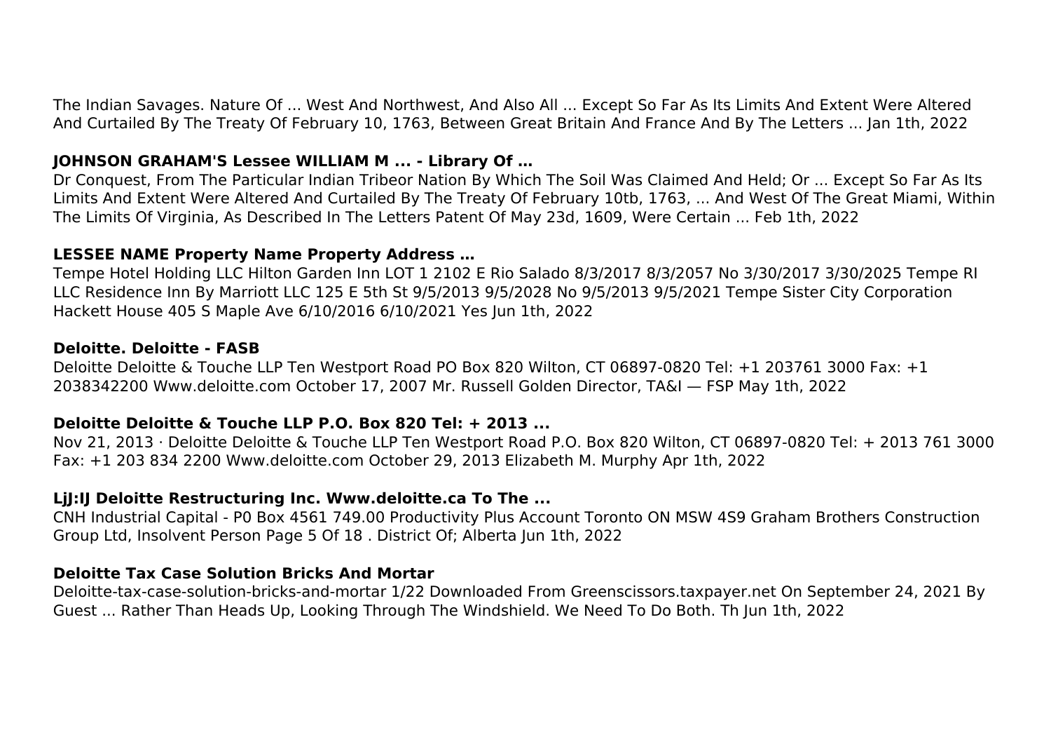The Indian Savages. Nature Of ... West And Northwest, And Also All ... Except So Far As Its Limits And Extent Were Altered And Curtailed By The Treaty Of February 10, 1763, Between Great Britain And France And By The Letters ... Jan 1th, 2022

### JOHNSON GRAHAM'S Lessee WILLIAM M ... - Library Of …

Dr Conquest, From The Particular Indian Tribeor Nation By Which The Soil Was Claimed And Held; Or ... Except So Far As Its Limits And Extent Were Altered And Curtailed By The Treaty Of February 10tb, 1763, ... And West Of The Great Miami, Within The Limits Of Virginia, As Described In The Letters Patent Of May 23d, 1609, Were Certain ... Feb 1th, 2022

### LESSEE NAME Property Name Property Address …

Tempe Hotel Holding LLC Hilton Garden Inn LOT 1 2102 E Rio Salado 8/3/2017 8/3/2057 No 3/30/2017 3/30/2025 Tempe RI LLC Residence Inn By Marriott LLC 125 E 5th St 9/5/2013 9/5/2028 No 9/5/2013 9/5/2021 Tempe Sister City Corporation Hackett House 405 S Maple Ave 6/10/2016 6/10/2021 Yes Jun 1th, 2022

### Deloitte. Deloitte - FASB

Deloitte Deloitte & Touche LLP Ten Westport Road PO Box 820 Wilton, CT 06897-0820 Tel: +1 203761 3000 Fax: +1 2038342200 Www.deloitte.com October 17, 2007 Mr. Russell Golden Director, TA&I — FSP May 1th, 2022

### Deloitte Deloitte & Touche LLP P.O. Box 820 Tel: + 2013 ...

Nov 21, 2013 · Deloitte Deloitte & Touche LLP Ten Westport Road P.O. Box 820 Wilton, CT 06897-0820 Tel: + 2013 761 3000 Fax: +1 203 834 2200 Www.deloitte.com October 29, 2013 Elizabeth M. Murphy Apr 1th, 2022

### LjJ:IJ Deloitte Restructuring Inc. Www.deloitte.ca To The ...

CNH Industrial Capital - P0 Box 4561 749.00 Productivity Plus Account Toronto ON MSW 4S9 Graham Brothers Construction Group Ltd, Insolvent Person Page 5 Of 18 . District Of; Alberta Jun 1th, 2022

### Deloitte Tax Case Solution Bricks And Mortar

Deloitte-tax-case-solution-bricks-and-mortar 1/22 Downloaded From Greenscissors.taxpayer.net On September 24, 2021 By Guest ... Rather Than Heads Up, Looking Through The Windshield. We Need To Do Both. Th Jun 1th, 2022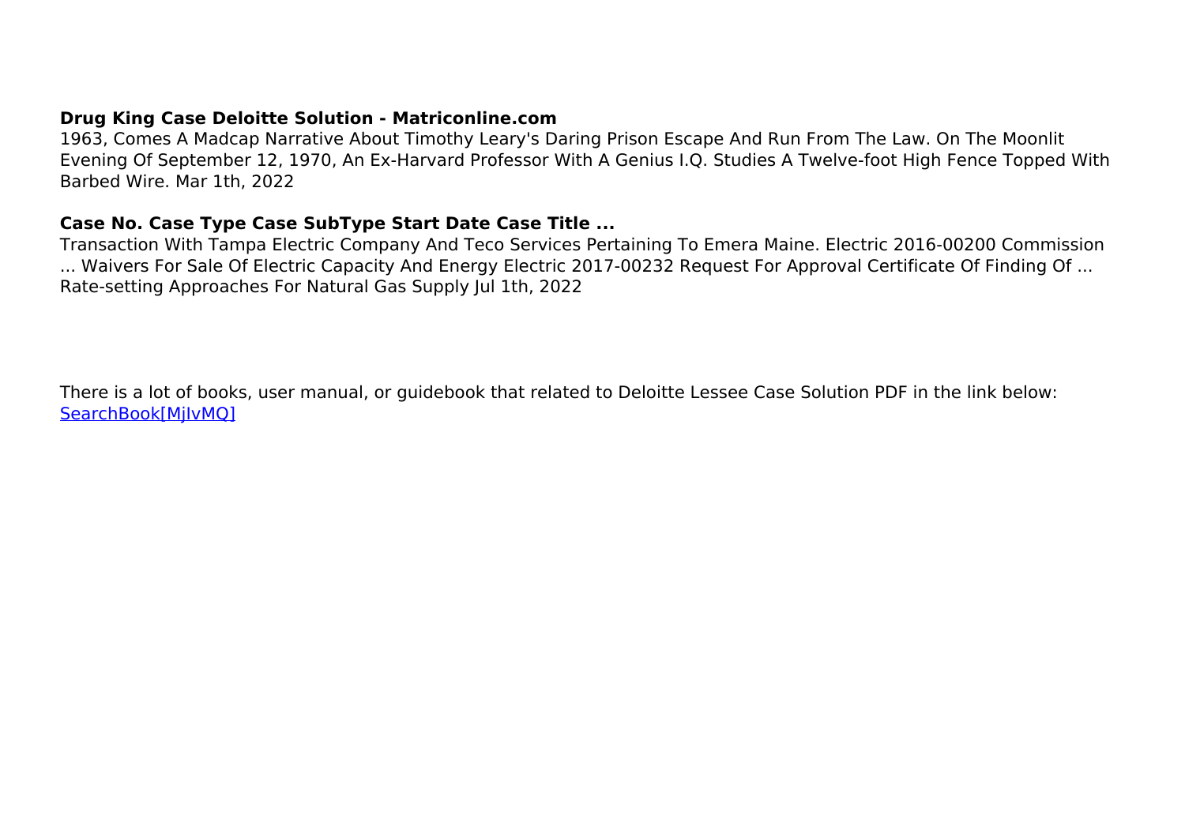**Drug King Case Deloitte Solution - Matriconline.com**

1963, Comes A Madcap Narrative About Timothy Leary's Daring Prison Escape And Run From The Law. On The Moonlit Evening Of September 12, 1970, An Ex-Harvard Professor With A Genius I.Q. Studies A Twelve-foot High Fence Topped With Barbed Wire. Mar 1th, 2022

**Case No. Case Type Case SubType Start Date Case Title ...**

Transaction With Tampa Electric Company And Teco Services Pertaining To Emera Maine. Electric 2016-00200 Commission ... Waivers For Sale Of Electric Capacity And Energy Electric 2017-00232 Request For Approval Certificate Of Finding Of ... Rate-setting Approaches For Natural Gas Supply Jul 1th, 2022

There is a lot of books, user manual, or guidebook that related to Deloitte Lessee Case Solution PDF in the link below:
SearchBook[MjIvMQ]